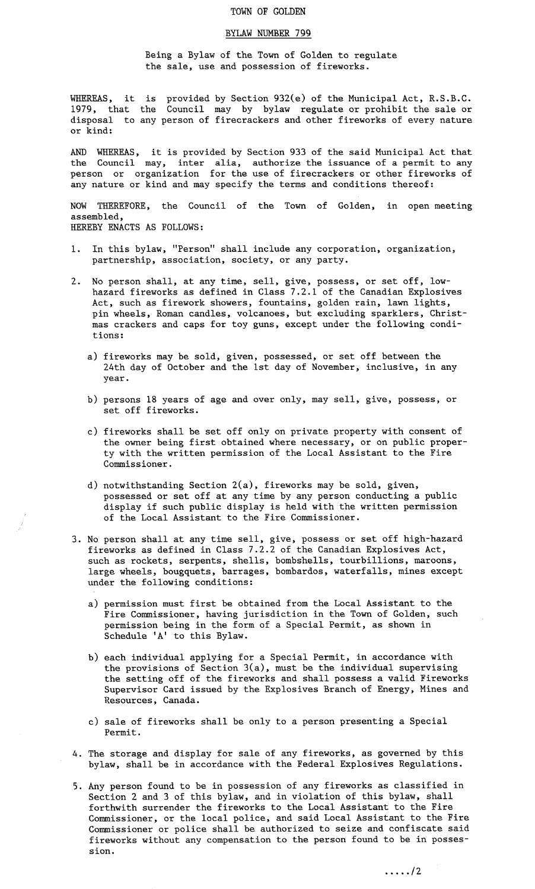# TOWN OF GOLDEN

## BYLAW NUMBER 799

Being a Bylaw of the Town of Golden to regulate the sale, use and possession of fireworks.

WHEREAS, it is provided by Section 932(e) of the Municipal Act, R.S.B.C. 1979, that the Council may by bylaw regulate or prohibit the sale or disposal to any person of firecrackers and other fireworks of every nature or kind:

AND WHEREAS, it is provided by Section 933 of the said Municipal Act that the Council may, inter alia, authorize the issuance of a permit to any person or organization for the use of firecrackers or other fireworks of any nature or kind and may specify the terms and conditions thereof:

NOW THEREFORE, the Council of the Town of Golden, in open meeting assembled,
HEREBY ENACTS AS FOLLOWS:

1. In this bylaw, "Person" shall include any corporation, organization, partnership, association, society, or any party.

2. No person shall, at any time, sell, give, possess, or set off, low-hazard fireworks as defined in Class 7.2.1 of the Canadian Explosives Act, such as firework showers, fountains, golden rain, lawn lights, pin wheels, Roman candles, volcanoes, but excluding sparklers, Christmas crackers and caps for toy guns, except under the following conditions:

   a) fireworks may be sold, given, possessed, or set off between the 24th day of October and the 1st day of November, inclusive, in any year.

   b) persons 18 years of age and over only, may sell, give, possess, or set off fireworks.

   c) fireworks shall be set off only on private property with consent of the owner being first obtained where necessary, or on public property with the written permission of the Local Assistant to the Fire Commissioner.

   d) notwithstanding Section 2(a), fireworks may be sold, given, possessed or set off at any time by any person conducting a public display if such public display is held with the written permission of the Local Assistant to the Fire Commissioner.

3. No person shall at any time sell, give, possess or set off high-hazard fireworks as defined in Class 7.2.2 of the Canadian Explosives Act, such as rockets, serpents, shells, bombshells, tourbillions, maroons, large wheels, bougquets, barrages, bombardos, waterfalls, mines except under the following conditions:

   a) permission must first be obtained from the Local Assistant to the Fire Commissioner, having jurisdiction in the Town of Golden, such permission being in the form of a Special Permit, as shown in Schedule 'A' to this Bylaw.

   b) each individual applying for a Special Permit, in accordance with the provisions of Section 3(a), must be the individual supervising the setting off of the fireworks and shall possess a valid Fireworks Supervisor Card issued by the Explosives Branch of Energy, Mines and Resources, Canada.

   c) sale of fireworks shall be only to a person presenting a Special Permit.

4. The storage and display for sale of any fireworks, as governed by this bylaw, shall be in accordance with the Federal Explosives Regulations.

5. Any person found to be in possession of any fireworks as classified in Section 2 and 3 of this bylaw, and in violation of this bylaw, shall forthwith surrender the fireworks to the Local Assistant to the Fire Commissioner, or the local police, and said Local Assistant to the Fire Commissioner or police shall be authorized to seize and confiscate said fireworks without any compensation to the person found to be in possession.

...../2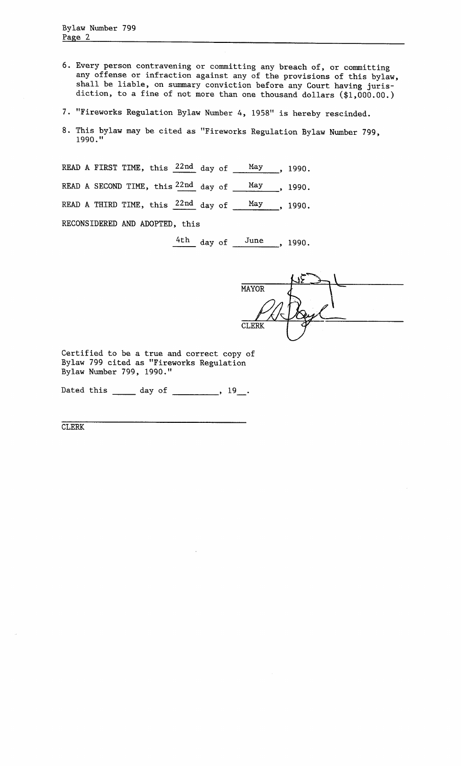6. Every person contravening or committing any breach of, or committing any offense or infraction against any of the provisions of this bylaw, shall be liable, on summary conviction before any Court having jurisdiction, to a fine of not more than one thousand dollars ($1,000.00.)

7. "Fireworks Regulation Bylaw Number 4, 1958" is hereby rescinded.

8. This bylaw may be cited as "Fireworks Regulation Bylaw Number 799, 1990."

READ A FIRST TIME, this 22nd day of May, 1990.

READ A SECOND TIME, this 22nd day of May, 1990.

READ A THIRD TIME, this 22nd day of May, 1990.

RECONSIDERED AND ADOPTED, this

4th day of June, 1990.

MAYOR

CLERK

Certified to be a true and correct copy of Bylaw 799 cited as "Fireworks Regulation Bylaw Number 799, 1990."

Dated this _____ day of __________, 19__.

CLERK